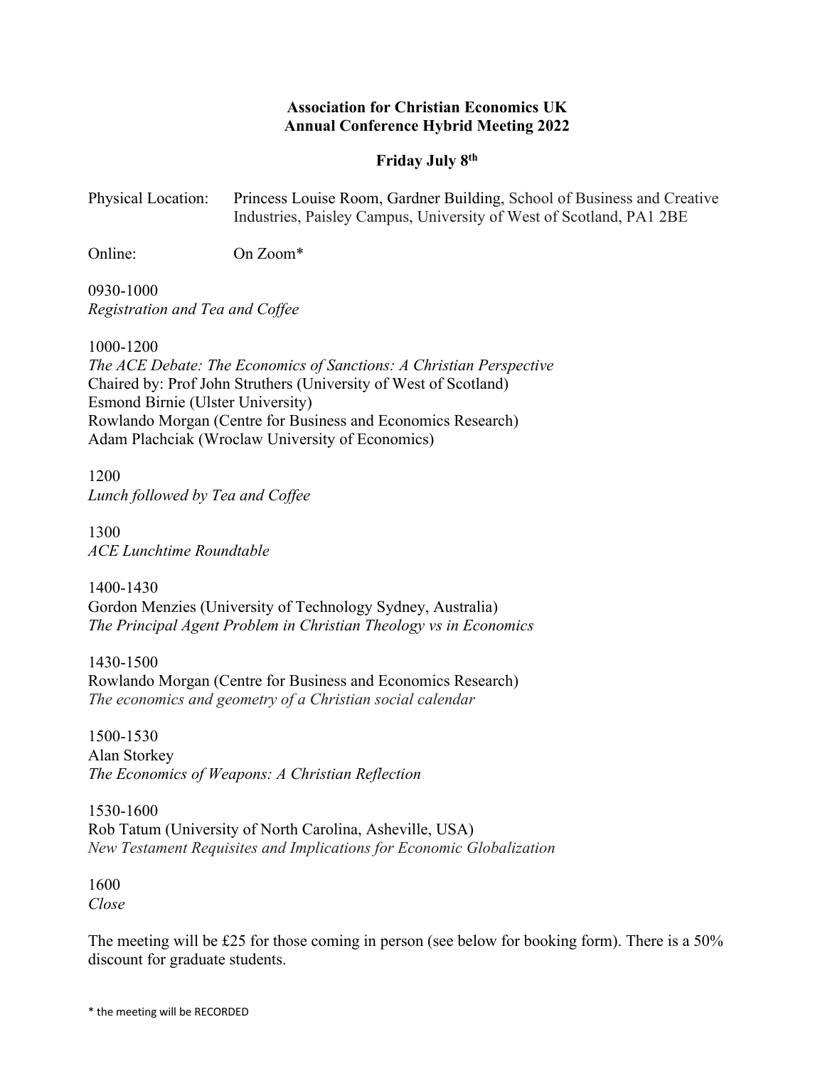**Association for Christian Economics UK**
**Annual Conference Hybrid Meeting 2022**

**Friday July 8th**

Physical Location: Princess Louise Room, Gardner Building, School of Business and Creative Industries, Paisley Campus, University of West of Scotland, PA1 2BE

Online: On Zoom*

0930-1000
*Registration and Tea and Coffee*

1000-1200
*The ACE Debate: The Economics of Sanctions: A Christian Perspective*
Chaired by: Prof John Struthers (University of West of Scotland)
Esmond Birnie (Ulster University)
Rowlando Morgan (Centre for Business and Economics Research)
Adam Plachciak (Wroclaw University of Economics)

1200
*Lunch followed by Tea and Coffee*

1300
*ACE Lunchtime Roundtable*

1400-1430
Gordon Menzies (University of Technology Sydney, Australia)
*The Principal Agent Problem in Christian Theology vs in Economics*

1430-1500
Rowlando Morgan (Centre for Business and Economics Research)
*The economics and geometry of a Christian social calendar*

1500-1530
Alan Storkey
*The Economics of Weapons: A Christian Reflection*

1530-1600
Rob Tatum (University of North Carolina, Asheville, USA)
*New Testament Requisites and Implications for Economic Globalization*

1600
*Close*

The meeting will be £25 for those coming in person (see below for booking form). There is a 50% discount for graduate students.

* the meeting will be RECORDED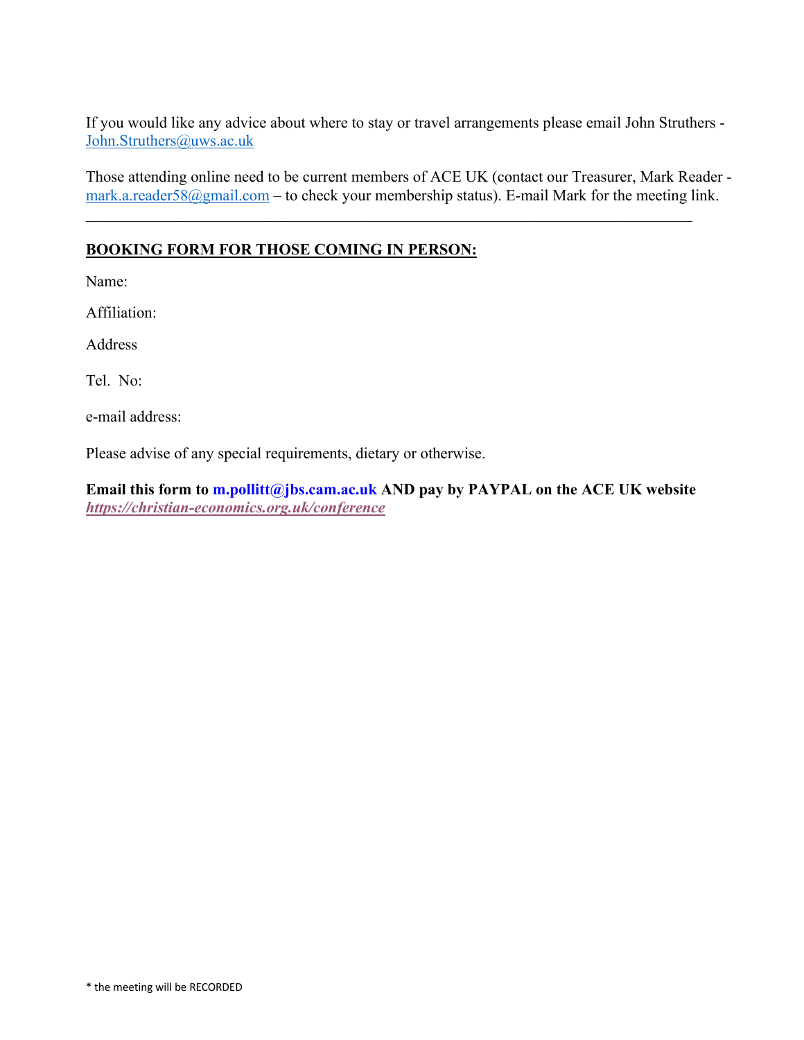If you would like any advice about where to stay or travel arrangements please email John Struthers - John.Struthers@uws.ac.uk

Those attending online need to be current members of ACE UK (contact our Treasurer, Mark Reader - mark.a.reader58@gmail.com – to check your membership status). E-mail Mark for the meeting link.

---

**BOOKING FORM FOR THOSE COMING IN PERSON:**

Name:

Affiliation:

Address

Tel. No:

e-mail address:

Please advise of any special requirements, dietary or otherwise.

**Email this form to m.pollitt@jbs.cam.ac.uk AND pay by PAYPAL on the ACE UK website** ***https://christian-economics.org.uk/conference***

* the meeting will be RECORDED